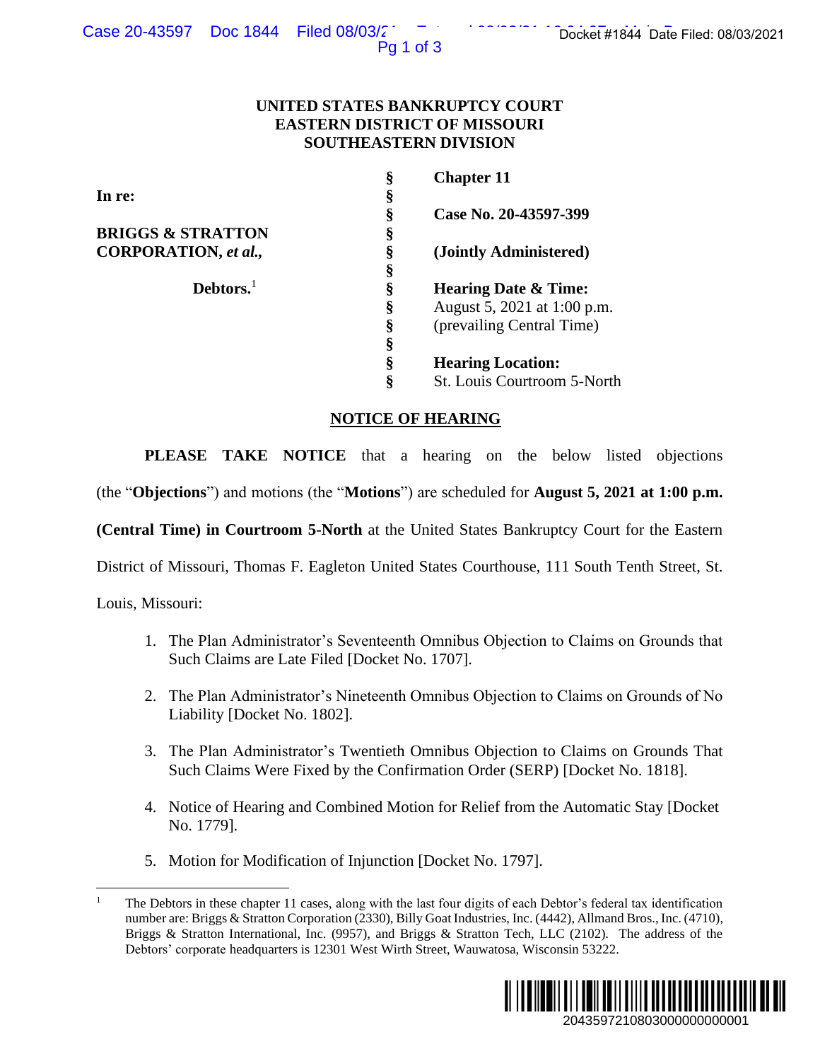UNITED STATES BANKRUPTCY COURT
EASTERN DISTRICT OF MISSOURI
SOUTHEASTERN DIVISION

| | | |
|---|---|---|
| **In re:** | § | **Chapter 11** |
| | § | |
| **BRIGGS & STRATTON CORPORATION,** ***et al.*****,** | § | **Case No. 20-43597-399** |
| | § | **(Jointly Administered)** |
| **Debtors.**[1] | § | |
| | § | **Hearing Date & Time:** August 5, 2021 at 1:00 p.m. (prevailing Central Time) |
| | § | **Hearing Location:** St. Louis Courtroom 5-North |

## NOTICE OF HEARING

**PLEASE TAKE NOTICE** that a hearing on the below listed objections (the "**Objections**") and motions (the "**Motions**") are scheduled for **August 5, 2021 at 1:00 p.m. (Central Time) in Courtroom 5-North** at the United States Bankruptcy Court for the Eastern District of Missouri, Thomas F. Eagleton United States Courthouse, 111 South Tenth Street, St. Louis, Missouri:

1. The Plan Administrator's Seventeenth Omnibus Objection to Claims on Grounds that Such Claims are Late Filed [Docket No. 1707].

2. The Plan Administrator's Nineteenth Omnibus Objection to Claims on Grounds of No Liability [Docket No. 1802].

3. The Plan Administrator's Twentieth Omnibus Objection to Claims on Grounds That Such Claims Were Fixed by the Confirmation Order (SERP) [Docket No. 1818].

4. Notice of Hearing and Combined Motion for Relief from the Automatic Stay [Docket No. 1779].

5. Motion for Modification of Injunction [Docket No. 1797].

[1] The Debtors in these chapter 11 cases, along with the last four digits of each Debtor's federal tax identification number are: Briggs & Stratton Corporation (2330), Billy Goat Industries, Inc. (4442), Allmand Bros., Inc. (4710), Briggs & Stratton International, Inc. (9957), and Briggs & Stratton Tech, LLC (2102). The address of the Debtors' corporate headquarters is 12301 West Wirth Street, Wauwatosa, Wisconsin 53222.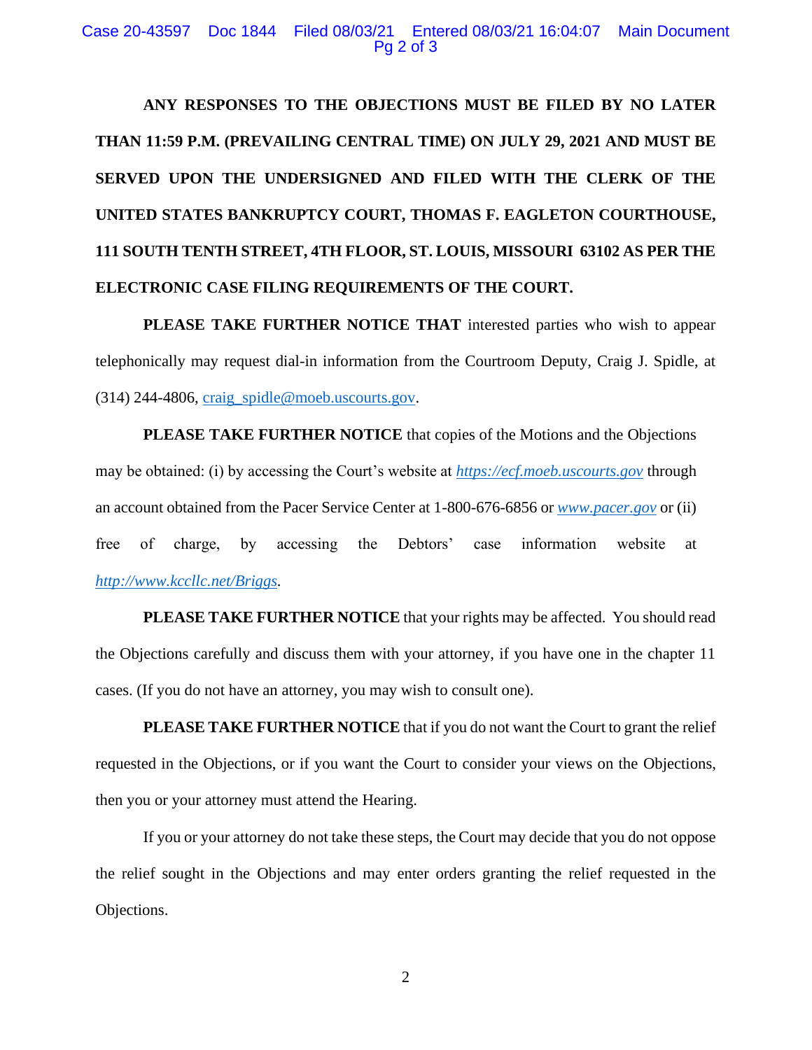**ANY RESPONSES TO THE OBJECTIONS MUST BE FILED BY NO LATER THAN 11:59 P.M. (PREVAILING CENTRAL TIME) ON JULY 29, 2021 AND MUST BE SERVED UPON THE UNDERSIGNED AND FILED WITH THE CLERK OF THE UNITED STATES BANKRUPTCY COURT, THOMAS F. EAGLETON COURTHOUSE, 111 SOUTH TENTH STREET, 4TH FLOOR, ST. LOUIS, MISSOURI 63102 AS PER THE ELECTRONIC CASE FILING REQUIREMENTS OF THE COURT.**

**PLEASE TAKE FURTHER NOTICE THAT** interested parties who wish to appear telephonically may request dial-in information from the Courtroom Deputy, Craig J. Spidle, at (314) 244-4806, craig_spidle@moeb.uscourts.gov.

**PLEASE TAKE FURTHER NOTICE** that copies of the Motions and the Objections may be obtained: (i) by accessing the Court's website at *https://ecf.moeb.uscourts.gov* through an account obtained from the Pacer Service Center at 1-800-676-6856 or *www.pacer.gov* or (ii) free of charge, by accessing the Debtors' case information website at *http://www.kccllc.net/Briggs*.

**PLEASE TAKE FURTHER NOTICE** that your rights may be affected. You should read the Objections carefully and discuss them with your attorney, if you have one in the chapter 11 cases. (If you do not have an attorney, you may wish to consult one).

**PLEASE TAKE FURTHER NOTICE** that if you do not want the Court to grant the relief requested in the Objections, or if you want the Court to consider your views on the Objections, then you or your attorney must attend the Hearing.

If you or your attorney do not take these steps, the Court may decide that you do not oppose the relief sought in the Objections and may enter orders granting the relief requested in the Objections.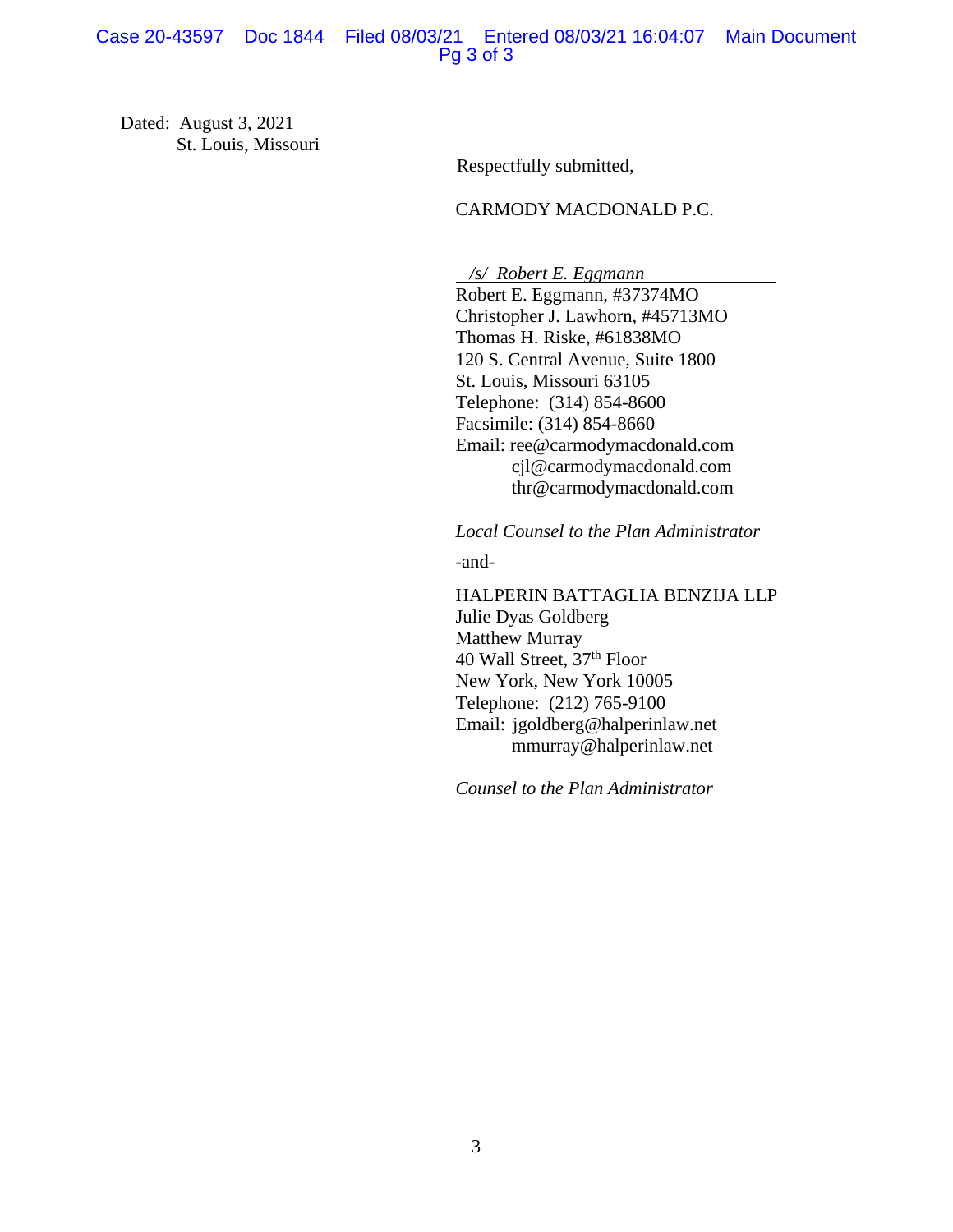Dated: August 3, 2021
St. Louis, Missouri

Respectfully submitted,

CARMODY MACDONALD P.C.

*/s/ Robert E. Eggmann*
Robert E. Eggmann, #37374MO
Christopher J. Lawhorn, #45713MO
Thomas H. Riske, #61838MO
120 S. Central Avenue, Suite 1800
St. Louis, Missouri 63105
Telephone: (314) 854-8600
Facsimile: (314) 854-8660
Email: ree@carmodymacdonald.com
cjl@carmodymacdonald.com
thr@carmodymacdonald.com

*Local Counsel to the Plan Administrator*

-and-

HALPERIN BATTAGLIA BENZIJA LLP
Julie Dyas Goldberg
Matthew Murray
40 Wall Street, 37th Floor
New York, New York 10005
Telephone: (212) 765-9100
Email: jgoldberg@halperinlaw.net
mmurray@halperinlaw.net

*Counsel to the Plan Administrator*